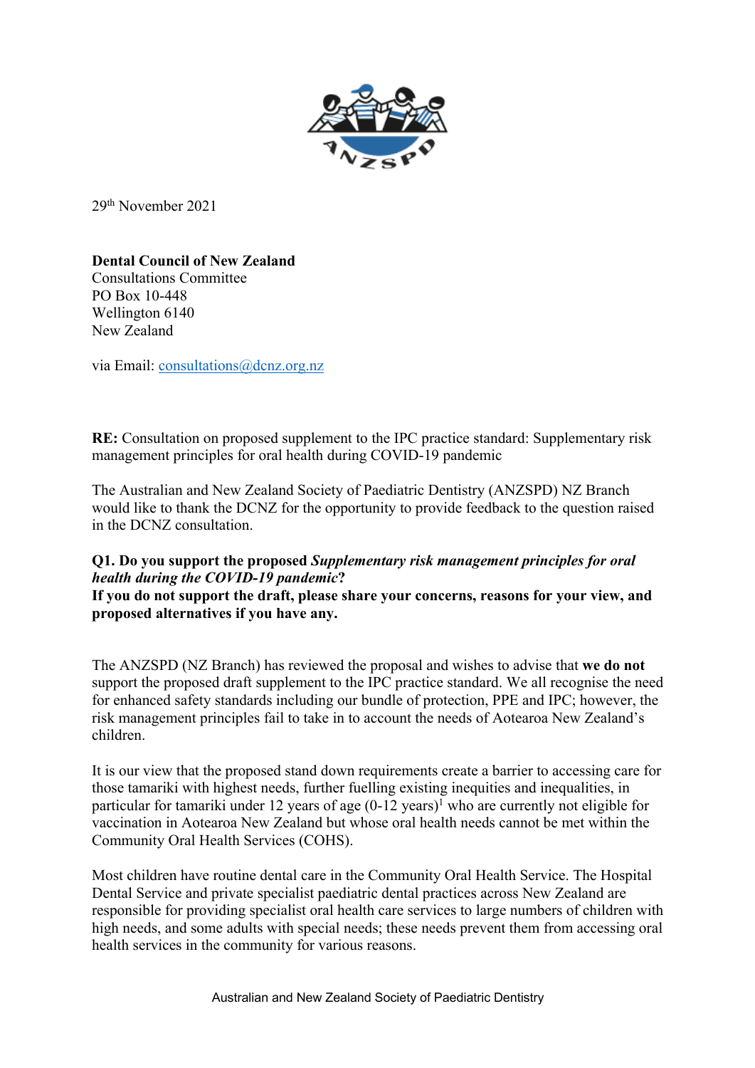29th November 2021

**Dental Council of New Zealand**
Consultations Committee
PO Box 10-448
Wellington 6140
New Zealand

via Email: consultations@dcnz.org.nz

**RE:** Consultation on proposed supplement to the IPC practice standard: Supplementary risk management principles for oral health during COVID-19 pandemic

The Australian and New Zealand Society of Paediatric Dentistry (ANZSPD) NZ Branch would like to thank the DCNZ for the opportunity to provide feedback to the question raised in the DCNZ consultation.

**Q1. Do you support the proposed *Supplementary risk management principles for oral health during the COVID-19 pandemic*?**
**If you do not support the draft, please share your concerns, reasons for your view, and proposed alternatives if you have any.**

The ANZSPD (NZ Branch) has reviewed the proposal and wishes to advise that **we do not** support the proposed draft supplement to the IPC practice standard. We all recognise the need for enhanced safety standards including our bundle of protection, PPE and IPC; however, the risk management principles fail to take in to account the needs of Aotearoa New Zealand's children.

It is our view that the proposed stand down requirements create a barrier to accessing care for those tamariki with highest needs, further fuelling existing inequities and inequalities, in particular for tamariki under 12 years of age (0-12 years)[1] who are currently not eligible for vaccination in Aotearoa New Zealand but whose oral health needs cannot be met within the Community Oral Health Services (COHS).

Most children have routine dental care in the Community Oral Health Service. The Hospital Dental Service and private specialist paediatric dental practices across New Zealand are responsible for providing specialist oral health care services to large numbers of children with high needs, and some adults with special needs; these needs prevent them from accessing oral health services in the community for various reasons.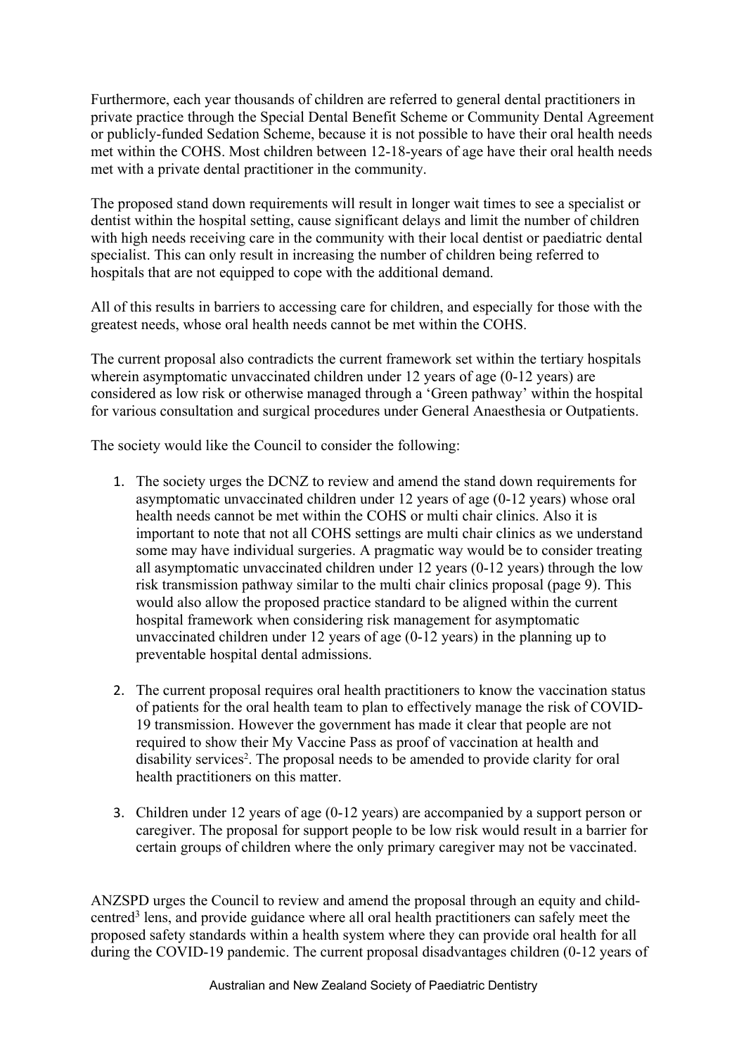Furthermore, each year thousands of children are referred to general dental practitioners in private practice through the Special Dental Benefit Scheme or Community Dental Agreement or publicly-funded Sedation Scheme, because it is not possible to have their oral health needs met within the COHS. Most children between 12-18-years of age have their oral health needs met with a private dental practitioner in the community.

The proposed stand down requirements will result in longer wait times to see a specialist or dentist within the hospital setting, cause significant delays and limit the number of children with high needs receiving care in the community with their local dentist or paediatric dental specialist. This can only result in increasing the number of children being referred to hospitals that are not equipped to cope with the additional demand.

All of this results in barriers to accessing care for children, and especially for those with the greatest needs, whose oral health needs cannot be met within the COHS.

The current proposal also contradicts the current framework set within the tertiary hospitals wherein asymptomatic unvaccinated children under 12 years of age (0-12 years) are considered as low risk or otherwise managed through a 'Green pathway' within the hospital for various consultation and surgical procedures under General Anaesthesia or Outpatients.

The society would like the Council to consider the following:

1. The society urges the DCNZ to review and amend the stand down requirements for asymptomatic unvaccinated children under 12 years of age (0-12 years) whose oral health needs cannot be met within the COHS or multi chair clinics. Also it is important to note that not all COHS settings are multi chair clinics as we understand some may have individual surgeries. A pragmatic way would be to consider treating all asymptomatic unvaccinated children under 12 years (0-12 years) through the low risk transmission pathway similar to the multi chair clinics proposal (page 9). This would also allow the proposed practice standard to be aligned within the current hospital framework when considering risk management for asymptomatic unvaccinated children under 12 years of age (0-12 years) in the planning up to preventable hospital dental admissions.

2. The current proposal requires oral health practitioners to know the vaccination status of patients for the oral health team to plan to effectively manage the risk of COVID-19 transmission. However the government has made it clear that people are not required to show their My Vaccine Pass as proof of vaccination at health and disability services[2]. The proposal needs to be amended to provide clarity for oral health practitioners on this matter.

3. Children under 12 years of age (0-12 years) are accompanied by a support person or caregiver. The proposal for support people to be low risk would result in a barrier for certain groups of children where the only primary caregiver may not be vaccinated.

ANZSPD urges the Council to review and amend the proposal through an equity and child-centred[3] lens, and provide guidance where all oral health practitioners can safely meet the proposed safety standards within a health system where they can provide oral health for all during the COVID-19 pandemic. The current proposal disadvantages children (0-12 years of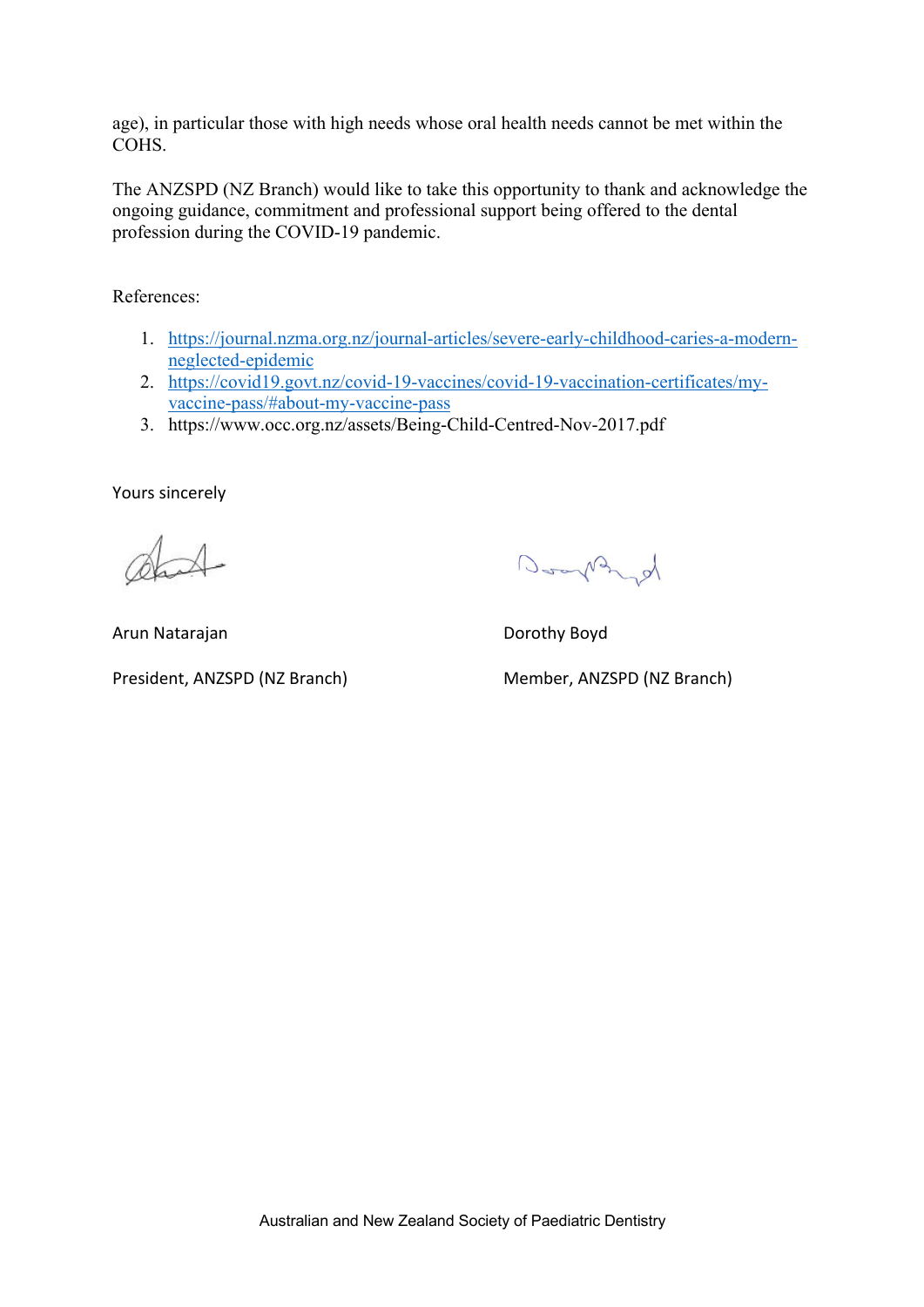age), in particular those with high needs whose oral health needs cannot be met within the COHS.

The ANZSPD (NZ Branch) would like to take this opportunity to thank and acknowledge the ongoing guidance, commitment and professional support being offered to the dental profession during the COVID-19 pandemic.

References:

1. https://journal.nzma.org.nz/journal-articles/severe-early-childhood-caries-a-modern-neglected-epidemic
2. https://covid19.govt.nz/covid-19-vaccines/covid-19-vaccination-certificates/my-vaccine-pass/#about-my-vaccine-pass
3. https://www.occ.org.nz/assets/Being-Child-Centred-Nov-2017.pdf

Yours sincerely

Arun Natarajan

President, ANZSPD (NZ Branch)

Dorothy Boyd

Member, ANZSPD (NZ Branch)